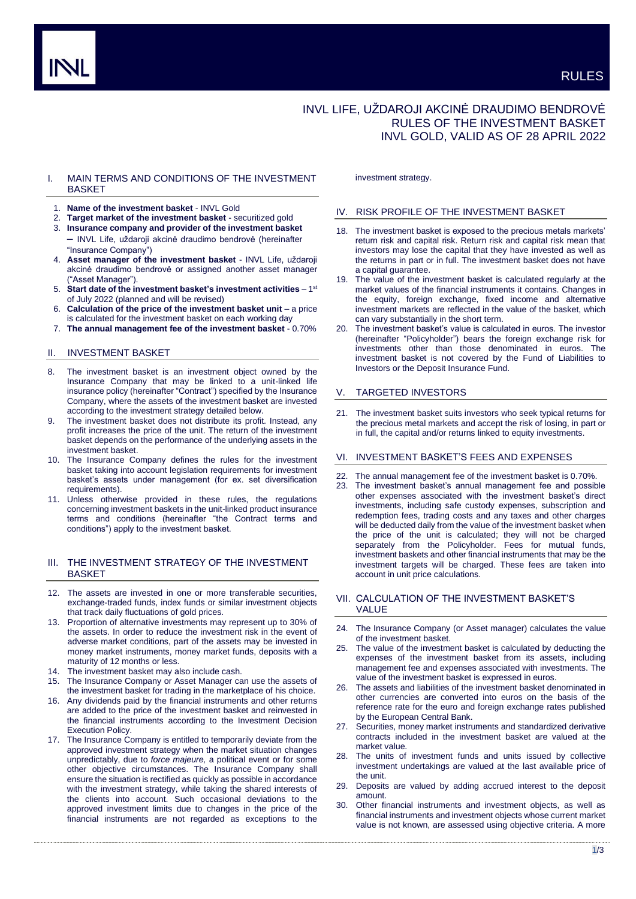# INVL LIFE, UŽDAROJI AKCINĖ DRAUDIMO BENDROVĖ RULES OF THE INVESTMENT BASKET INVL GOLD, VALID AS OF 28 APRIL 2022

## I. MAIN TERMS AND CONDITIONS OF THE INVESTMENT BASKET

1. **Name of the investment basket** - INVL Gold
2. **Target market of the investment basket** - securitized gold
3. **Insurance company and provider of the investment basket** – INVL Life, uždaroji akcinė draudimo bendrovė (hereinafter "Insurance Company")
4. **Asset manager of the investment basket** - INVL Life, uždaroji akcinė draudimo bendrovė or assigned another asset manager ("Asset Manager").
5. **Start date of the investment basket's investment activities** – 1st of July 2022 (planned and will be revised)
6. **Calculation of the price of the investment basket unit** – a price is calculated for the investment basket on each working day
7. **The annual management fee of the investment basket** - 0.70%

## II. INVESTMENT BASKET

8. The investment basket is an investment object owned by the Insurance Company that may be linked to a unit-linked life insurance policy (hereinafter "Contract") specified by the Insurance Company, where the assets of the investment basket are invested according to the investment strategy detailed below.
9. The investment basket does not distribute its profit. Instead, any profit increases the price of the unit. The return of the investment basket depends on the performance of the underlying assets in the investment basket.
10. The Insurance Company defines the rules for the investment basket taking into account legislation requirements for investment basket's assets under management (for ex. set diversification requirements).
11. Unless otherwise provided in these rules, the regulations concerning investment baskets in the unit-linked product insurance terms and conditions (hereinafter "the Contract terms and conditions") apply to the investment basket.

## III. THE INVESTMENT STRATEGY OF THE INVESTMENT BASKET

12. The assets are invested in one or more transferable securities, exchange-traded funds, index funds or similar investment objects that track daily fluctuations of gold prices.
13. Proportion of alternative investments may represent up to 30% of the assets. In order to reduce the investment risk in the event of adverse market conditions, part of the assets may be invested in money market instruments, money market funds, deposits with a maturity of 12 months or less.
14. The investment basket may also include cash.
15. The Insurance Company or Asset Manager can use the assets of the investment basket for trading in the marketplace of his choice.
16. Any dividends paid by the financial instruments and other returns are added to the price of the investment basket and reinvested in the financial instruments according to the Investment Decision Execution Policy.
17. The Insurance Company is entitled to temporarily deviate from the approved investment strategy when the market situation changes unpredictably, due to *force majeure,* a political event or for some other objective circumstances. The Insurance Company shall ensure the situation is rectified as quickly as possible in accordance with the investment strategy, while taking the shared interests of the clients into account. Such occasional deviations to the approved investment limits due to changes in the price of the financial instruments are not regarded as exceptions to the investment strategy.

## IV. RISK PROFILE OF THE INVESTMENT BASKET

18. The investment basket is exposed to the precious metals markets' return risk and capital risk. Return risk and capital risk mean that investors may lose the capital that they have invested as well as the returns in part or in full. The investment basket does not have a capital guarantee.
19. The value of the investment basket is calculated regularly at the market values of the financial instruments it contains. Changes in the equity, foreign exchange, fixed income and alternative investment markets are reflected in the value of the basket, which can vary substantially in the short term.
20. The investment basket's value is calculated in euros. The investor (hereinafter "Policyholder") bears the foreign exchange risk for investments other than those denominated in euros. The investment basket is not covered by the Fund of Liabilities to Investors or the Deposit Insurance Fund.

## V. TARGETED INVESTORS

21. The investment basket suits investors who seek typical returns for the precious metal markets and accept the risk of losing, in part or in full, the capital and/or returns linked to equity investments.

## VI. INVESTMENT BASKET'S FEES AND EXPENSES

22. The annual management fee of the investment basket is 0.70%.
23. The investment basket's annual management fee and possible other expenses associated with the investment basket's direct investments, including safe custody expenses, subscription and redemption fees, trading costs and any taxes and other charges will be deducted daily from the value of the investment basket when the price of the unit is calculated; they will not be charged separately from the Policyholder. Fees for mutual funds, investment baskets and other financial instruments that may be the investment targets will be charged. These fees are taken into account in unit price calculations.

## VII. CALCULATION OF THE INVESTMENT BASKET'S VALUE

24. The Insurance Company (or Asset manager) calculates the value of the investment basket.
25. The value of the investment basket is calculated by deducting the expenses of the investment basket from its assets, including management fee and expenses associated with investments. The value of the investment basket is expressed in euros.
26. The assets and liabilities of the investment basket denominated in other currencies are converted into euros on the basis of the reference rate for the euro and foreign exchange rates published by the European Central Bank.
27. Securities, money market instruments and standardized derivative contracts included in the investment basket are valued at the market value.
28. The units of investment funds and units issued by collective investment undertakings are valued at the last available price of the unit.
29. Deposits are valued by adding accrued interest to the deposit amount.
30. Other financial instruments and investment objects, as well as financial instruments and investment objects whose current market value is not known, are assessed using objective criteria. A more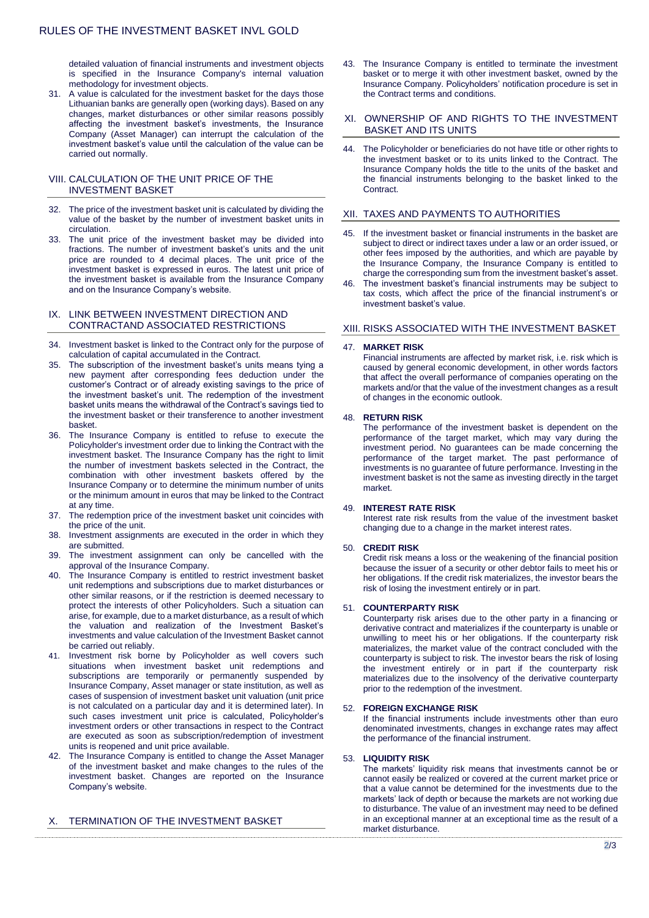detailed valuation of financial instruments and investment objects is specified in the Insurance Company's internal valuation methodology for investment objects.

31. A value is calculated for the investment basket for the days those Lithuanian banks are generally open (working days). Based on any changes, market disturbances or other similar reasons possibly affecting the investment basket's investments, the Insurance Company (Asset Manager) can interrupt the calculation of the investment basket's value until the calculation of the value can be carried out normally.

## VIII. CALCULATION OF THE UNIT PRICE OF THE INVESTMENT BASKET

32. The price of the investment basket unit is calculated by dividing the value of the basket by the number of investment basket units in circulation.
33. The unit price of the investment basket may be divided into fractions. The number of investment basket's units and the unit price are rounded to 4 decimal places. The unit price of the investment basket is expressed in euros. The latest unit price of the investment basket is available from the Insurance Company and on the Insurance Company's website.

## IX. LINK BETWEEN INVESTMENT DIRECTION AND CONTRACTAND ASSOCIATED RESTRICTIONS

34. Investment basket is linked to the Contract only for the purpose of calculation of capital accumulated in the Contract.
35. The subscription of the investment basket's units means tying a new payment after corresponding fees deduction under the customer's Contract or of already existing savings to the price of the investment basket's unit. The redemption of the investment basket units means the withdrawal of the Contract's savings tied to the investment basket or their transference to another investment basket.
36. The Insurance Company is entitled to refuse to execute the Policyholder's investment order due to linking the Contract with the investment basket. The Insurance Company has the right to limit the number of investment baskets selected in the Contract, the combination with other investment baskets offered by the Insurance Company or to determine the minimum number of units or the minimum amount in euros that may be linked to the Contract at any time.
37. The redemption price of the investment basket unit coincides with the price of the unit.
38. Investment assignments are executed in the order in which they are submitted.
39. The investment assignment can only be cancelled with the approval of the Insurance Company.
40. The Insurance Company is entitled to restrict investment basket unit redemptions and subscriptions due to market disturbances or other similar reasons, or if the restriction is deemed necessary to protect the interests of other Policyholders. Such a situation can arise, for example, due to a market disturbance, as a result of which the valuation and realization of the Investment Basket's investments and value calculation of the Investment Basket cannot be carried out reliably.
41. Investment risk borne by Policyholder as well covers such situations when investment basket unit redemptions and subscriptions are temporarily or permanently suspended by Insurance Company, Asset manager or state institution, as well as cases of suspension of investment basket unit valuation (unit price is not calculated on a particular day and it is determined later). In such cases investment unit price is calculated, Policyholder's investment orders or other transactions in respect to the Contract are executed as soon as subscription/redemption of investment units is reopened and unit price available.
42. The Insurance Company is entitled to change the Asset Manager of the investment basket and make changes to the rules of the investment basket. Changes are reported on the Insurance Company's website.

## X. TERMINATION OF THE INVESTMENT BASKET

43. The Insurance Company is entitled to terminate the investment basket or to merge it with other investment basket, owned by the Insurance Company. Policyholders' notification procedure is set in the Contract terms and conditions.

## XI. OWNERSHIP OF AND RIGHTS TO THE INVESTMENT BASKET AND ITS UNITS

44. The Policyholder or beneficiaries do not have title or other rights to the investment basket or to its units linked to the Contract. The Insurance Company holds the title to the units of the basket and the financial instruments belonging to the basket linked to the Contract.

## XII. TAXES AND PAYMENTS TO AUTHORITIES

45. If the investment basket or financial instruments in the basket are subject to direct or indirect taxes under a law or an order issued, or other fees imposed by the authorities, and which are payable by the Insurance Company, the Insurance Company is entitled to charge the corresponding sum from the investment basket's asset.
46. The investment basket's financial instruments may be subject to tax costs, which affect the price of the financial instrument's or investment basket's value.

## XIII. RISKS ASSOCIATED WITH THE INVESTMENT BASKET

47. **MARKET RISK**

    Financial instruments are affected by market risk, i.e. risk which is caused by general economic development, in other words factors that affect the overall performance of companies operating on the markets and/or that the value of the investment changes as a result of changes in the economic outlook.

48. **RETURN RISK**

    The performance of the investment basket is dependent on the performance of the target market, which may vary during the investment period. No guarantees can be made concerning the performance of the target market. The past performance of investments is no guarantee of future performance. Investing in the investment basket is not the same as investing directly in the target market.

49. **INTEREST RATE RISK**

    Interest rate risk results from the value of the investment basket changing due to a change in the market interest rates.

50. **CREDIT RISK**

    Credit risk means a loss or the weakening of the financial position because the issuer of a security or other debtor fails to meet his or her obligations. If the credit risk materializes, the investor bears the risk of losing the investment entirely or in part.

51. **COUNTERPARTY RISK**

    Counterparty risk arises due to the other party in a financing or derivative contract and materializes if the counterparty is unable or unwilling to meet his or her obligations. If the counterparty risk materializes, the market value of the contract concluded with the counterparty is subject to risk. The investor bears the risk of losing the investment entirely or in part if the counterparty risk materializes due to the insolvency of the derivative counterparty prior to the redemption of the investment.

52. **FOREIGN EXCHANGE RISK**

    If the financial instruments include investments other than euro denominated investments, changes in exchange rates may affect the performance of the financial instrument.

53. **LIQUIDITY RISK**

    The markets' liquidity risk means that investments cannot be or cannot easily be realized or covered at the current market price or that a value cannot be determined for the investments due to the markets' lack of depth or because the markets are not working due to disturbance. The value of an investment may need to be defined in an exceptional manner at an exceptional time as the result of a market disturbance.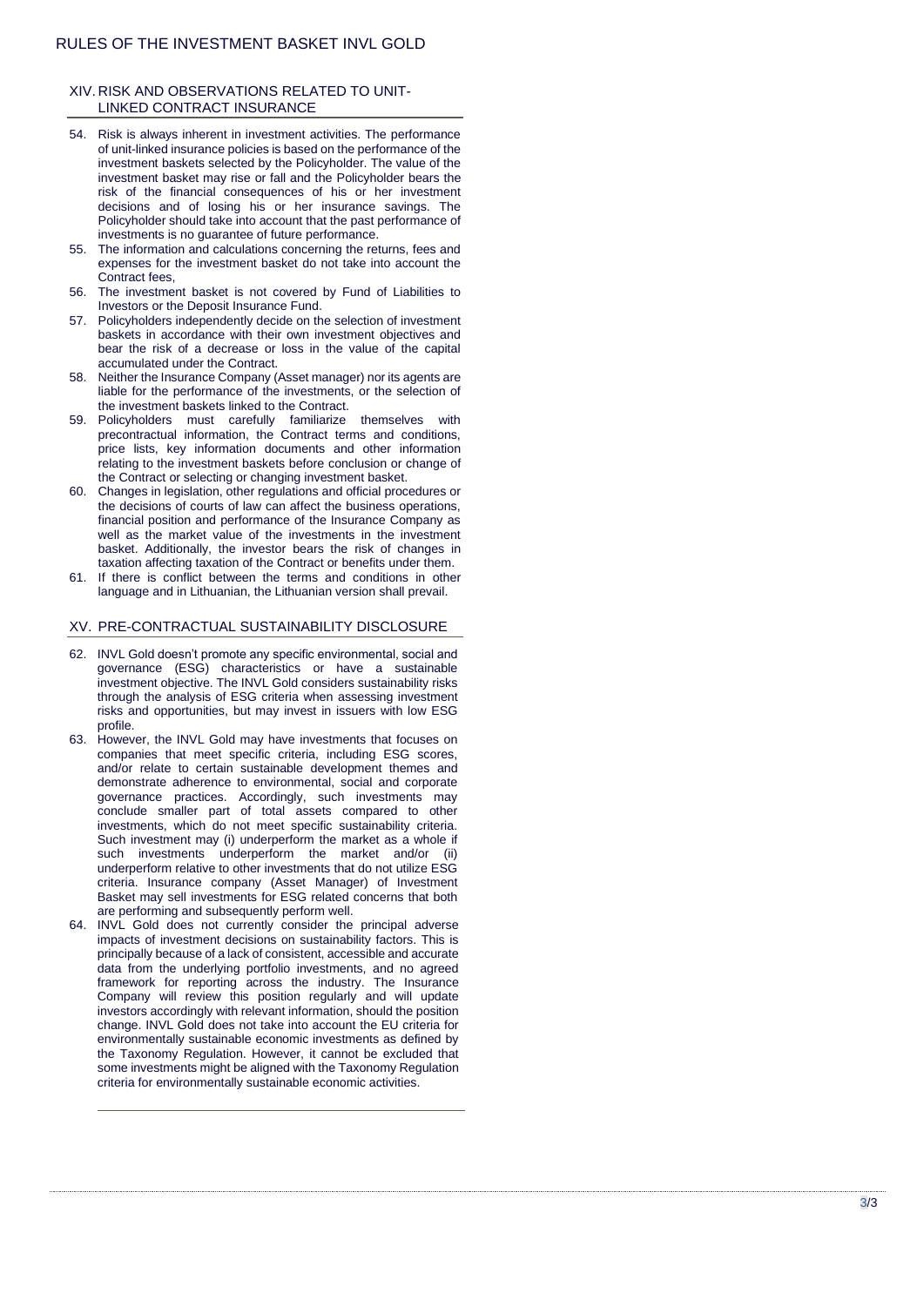## XIV. RISK AND OBSERVATIONS RELATED TO UNIT-LINKED CONTRACT INSURANCE

54. Risk is always inherent in investment activities. The performance of unit-linked insurance policies is based on the performance of the investment baskets selected by the Policyholder. The value of the investment basket may rise or fall and the Policyholder bears the risk of the financial consequences of his or her investment decisions and of losing his or her insurance savings. The Policyholder should take into account that the past performance of investments is no guarantee of future performance.
55. The information and calculations concerning the returns, fees and expenses for the investment basket do not take into account the Contract fees,
56. The investment basket is not covered by Fund of Liabilities to Investors or the Deposit Insurance Fund.
57. Policyholders independently decide on the selection of investment baskets in accordance with their own investment objectives and bear the risk of a decrease or loss in the value of the capital accumulated under the Contract.
58. Neither the Insurance Company (Asset manager) nor its agents are liable for the performance of the investments, or the selection of the investment baskets linked to the Contract.
59. Policyholders must carefully familiarize themselves with precontractual information, the Contract terms and conditions, price lists, key information documents and other information relating to the investment baskets before conclusion or change of the Contract or selecting or changing investment basket.
60. Changes in legislation, other regulations and official procedures or the decisions of courts of law can affect the business operations, financial position and performance of the Insurance Company as well as the market value of the investments in the investment basket. Additionally, the investor bears the risk of changes in taxation affecting taxation of the Contract or benefits under them.
61. If there is conflict between the terms and conditions in other language and in Lithuanian, the Lithuanian version shall prevail.

## XV. PRE-CONTRACTUAL SUSTAINABILITY DISCLOSURE

62. INVL Gold doesn't promote any specific environmental, social and governance (ESG) characteristics or have a sustainable investment objective. The INVL Gold considers sustainability risks through the analysis of ESG criteria when assessing investment risks and opportunities, but may invest in issuers with low ESG profile.
63. However, the INVL Gold may have investments that focuses on companies that meet specific criteria, including ESG scores, and/or relate to certain sustainable development themes and demonstrate adherence to environmental, social and corporate governance practices. Accordingly, such investments may conclude smaller part of total assets compared to other investments, which do not meet specific sustainability criteria. Such investment may (i) underperform the market as a whole if such investments underperform the market and/or (ii) underperform relative to other investments that do not utilize ESG criteria. Insurance company (Asset Manager) of Investment Basket may sell investments for ESG related concerns that both are performing and subsequently perform well.
64. INVL Gold does not currently consider the principal adverse impacts of investment decisions on sustainability factors. This is principally because of a lack of consistent, accessible and accurate data from the underlying portfolio investments, and no agreed framework for reporting across the industry. The Insurance Company will review this position regularly and will update investors accordingly with relevant information, should the position change. INVL Gold does not take into account the EU criteria for environmentally sustainable economic investments as defined by the Taxonomy Regulation. However, it cannot be excluded that some investments might be aligned with the Taxonomy Regulation criteria for environmentally sustainable economic activities.